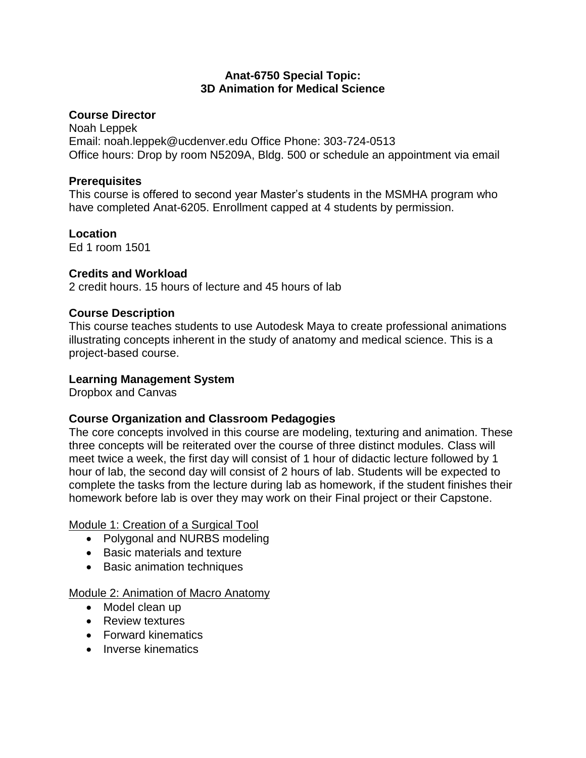# Anat-6750 Special Topic: 3D Animation for Medical Science

## Course Director

Noah Leppek
Email: noah.leppek@ucdenver.edu Office Phone: 303-724-0513
Office hours: Drop by room N5209A, Bldg. 500 or schedule an appointment via email

## Prerequisites

This course is offered to second year Master's students in the MSMHA program who have completed Anat-6205. Enrollment capped at 4 students by permission.

## Location

Ed 1 room 1501

## Credits and Workload

2 credit hours. 15 hours of lecture and 45 hours of lab

## Course Description

This course teaches students to use Autodesk Maya to create professional animations illustrating concepts inherent in the study of anatomy and medical science. This is a project-based course.

## Learning Management System

Dropbox and Canvas

## Course Organization and Classroom Pedagogies

The core concepts involved in this course are modeling, texturing and animation. These three concepts will be reiterated over the course of three distinct modules. Class will meet twice a week, the first day will consist of 1 hour of didactic lecture followed by 1 hour of lab, the second day will consist of 2 hours of lab. Students will be expected to complete the tasks from the lecture during lab as homework, if the student finishes their homework before lab is over they may work on their Final project or their Capstone.

<u>Module 1: Creation of a Surgical Tool</u>

- Polygonal and NURBS modeling
- Basic materials and texture
- Basic animation techniques

<u>Module 2: Animation of Macro Anatomy</u>

- Model clean up
- Review textures
- Forward kinematics
- Inverse kinematics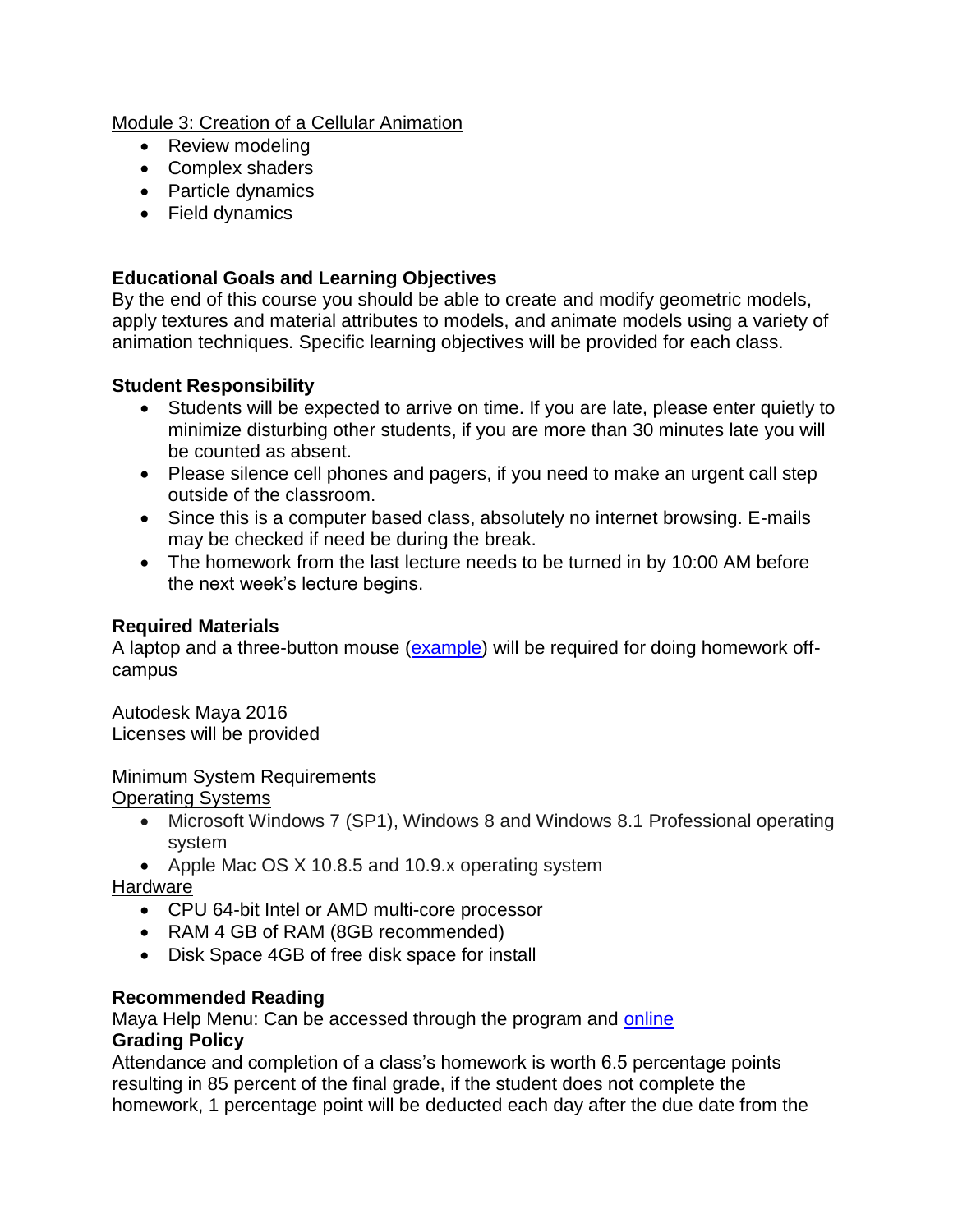Module 3: Creation of a Cellular Animation

- Review modeling
- Complex shaders
- Particle dynamics
- Field dynamics

**Educational Goals and Learning Objectives**

By the end of this course you should be able to create and modify geometric models, apply textures and material attributes to models, and animate models using a variety of animation techniques. Specific learning objectives will be provided for each class.

**Student Responsibility**

- Students will be expected to arrive on time. If you are late, please enter quietly to minimize disturbing other students, if you are more than 30 minutes late you will be counted as absent.
- Please silence cell phones and pagers, if you need to make an urgent call step outside of the classroom.
- Since this is a computer based class, absolutely no internet browsing. E-mails may be checked if need be during the break.
- The homework from the last lecture needs to be turned in by 10:00 AM before the next week's lecture begins.

**Required Materials**

A laptop and a three-button mouse (example) will be required for doing homework off-campus

Autodesk Maya 2016
Licenses will be provided

Minimum System Requirements

Operating Systems

- Microsoft Windows 7 (SP1), Windows 8 and Windows 8.1 Professional operating system
- Apple Mac OS X 10.8.5 and 10.9.x operating system

Hardware

- CPU 64-bit Intel or AMD multi-core processor
- RAM 4 GB of RAM (8GB recommended)
- Disk Space 4GB of free disk space for install

**Recommended Reading**

Maya Help Menu: Can be accessed through the program and online

**Grading Policy**

Attendance and completion of a class's homework is worth 6.5 percentage points resulting in 85 percent of the final grade, if the student does not complete the homework, 1 percentage point will be deducted each day after the due date from the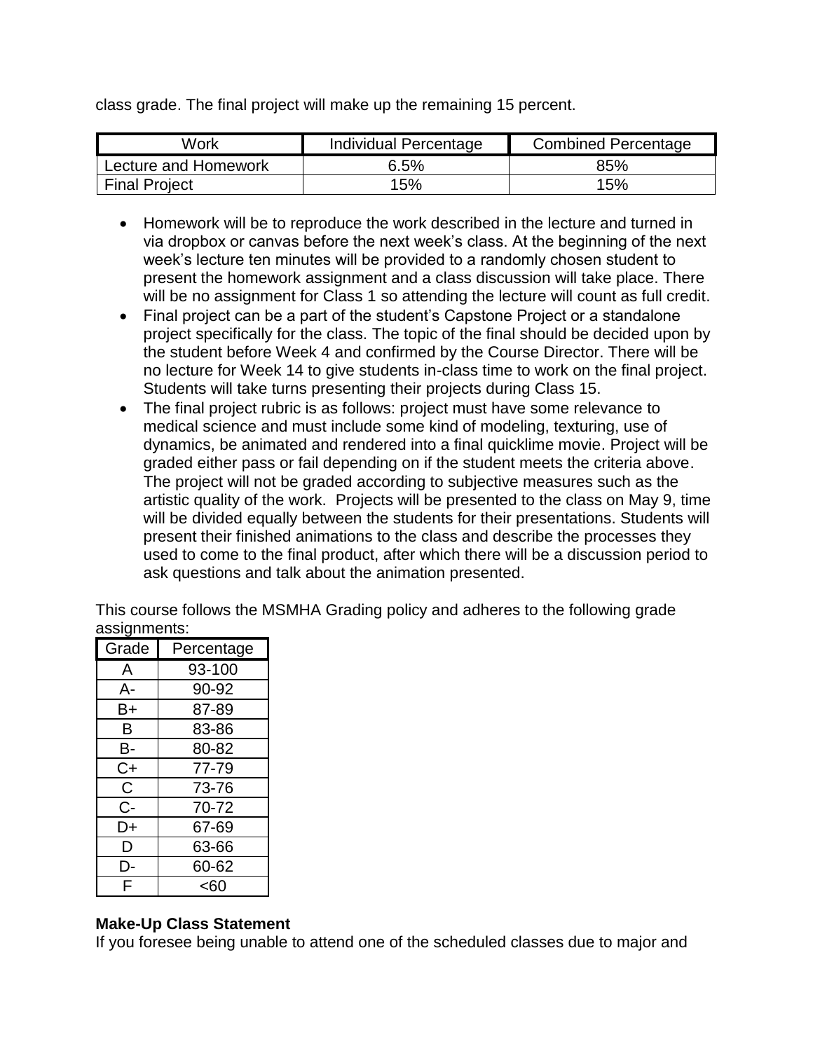class grade. The final project will make up the remaining 15 percent.

| Work | Individual Percentage | Combined Percentage |
|---|---|---|
| Lecture and Homework | 6.5% | 85% |
| Final Project | 15% | 15% |

- Homework will be to reproduce the work described in the lecture and turned in via dropbox or canvas before the next week's class. At the beginning of the next week's lecture ten minutes will be provided to a randomly chosen student to present the homework assignment and a class discussion will take place. There will be no assignment for Class 1 so attending the lecture will count as full credit.
- Final project can be a part of the student's Capstone Project or a standalone project specifically for the class. The topic of the final should be decided upon by the student before Week 4 and confirmed by the Course Director. There will be no lecture for Week 14 to give students in-class time to work on the final project. Students will take turns presenting their projects during Class 15.
- The final project rubric is as follows: project must have some relevance to medical science and must include some kind of modeling, texturing, use of dynamics, be animated and rendered into a final quicklime movie. Project will be graded either pass or fail depending on if the student meets the criteria above. The project will not be graded according to subjective measures such as the artistic quality of the work. Projects will be presented to the class on May 9, time will be divided equally between the students for their presentations. Students will present their finished animations to the class and describe the processes they used to come to the final product, after which there will be a discussion period to ask questions and talk about the animation presented.

This course follows the MSMHA Grading policy and adheres to the following grade assignments:

| Grade | Percentage |
|---|---|
| A | 93-100 |
| A- | 90-92 |
| B+ | 87-89 |
| B | 83-86 |
| B- | 80-82 |
| C+ | 77-79 |
| C | 73-76 |
| C- | 70-72 |
| D+ | 67-69 |
| D | 63-66 |
| D- | 60-62 |
| F | <60 |

**Make-Up Class Statement**

If you foresee being unable to attend one of the scheduled classes due to major and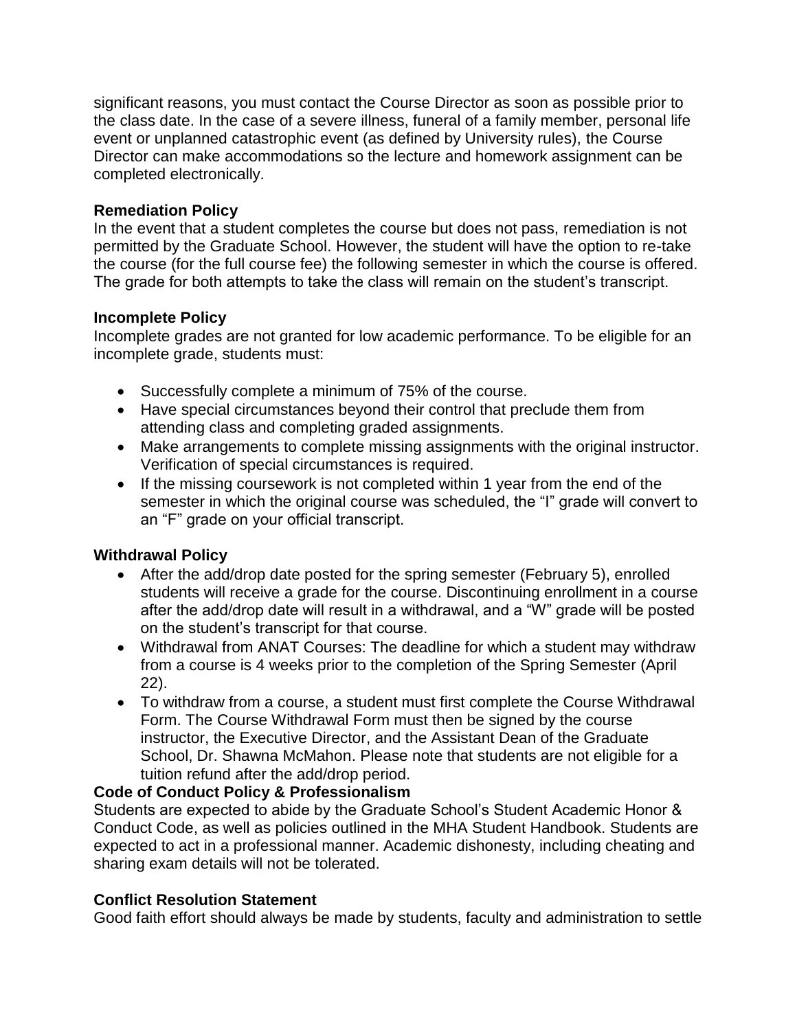significant reasons, you must contact the Course Director as soon as possible prior to the class date. In the case of a severe illness, funeral of a family member, personal life event or unplanned catastrophic event (as defined by University rules), the Course Director can make accommodations so the lecture and homework assignment can be completed electronically.

**Remediation Policy**

In the event that a student completes the course but does not pass, remediation is not permitted by the Graduate School. However, the student will have the option to re-take the course (for the full course fee) the following semester in which the course is offered. The grade for both attempts to take the class will remain on the student's transcript.

**Incomplete Policy**

Incomplete grades are not granted for low academic performance. To be eligible for an incomplete grade, students must:

- Successfully complete a minimum of 75% of the course.
- Have special circumstances beyond their control that preclude them from attending class and completing graded assignments.
- Make arrangements to complete missing assignments with the original instructor. Verification of special circumstances is required.
- If the missing coursework is not completed within 1 year from the end of the semester in which the original course was scheduled, the "I" grade will convert to an "F" grade on your official transcript.

**Withdrawal Policy**

- After the add/drop date posted for the spring semester (February 5), enrolled students will receive a grade for the course. Discontinuing enrollment in a course after the add/drop date will result in a withdrawal, and a "W" grade will be posted on the student's transcript for that course.
- Withdrawal from ANAT Courses: The deadline for which a student may withdraw from a course is 4 weeks prior to the completion of the Spring Semester (April 22).
- To withdraw from a course, a student must first complete the Course Withdrawal Form. The Course Withdrawal Form must then be signed by the course instructor, the Executive Director, and the Assistant Dean of the Graduate School, Dr. Shawna McMahon. Please note that students are not eligible for a tuition refund after the add/drop period.

**Code of Conduct Policy & Professionalism**

Students are expected to abide by the Graduate School's Student Academic Honor & Conduct Code, as well as policies outlined in the MHA Student Handbook. Students are expected to act in a professional manner. Academic dishonesty, including cheating and sharing exam details will not be tolerated.

**Conflict Resolution Statement**

Good faith effort should always be made by students, faculty and administration to settle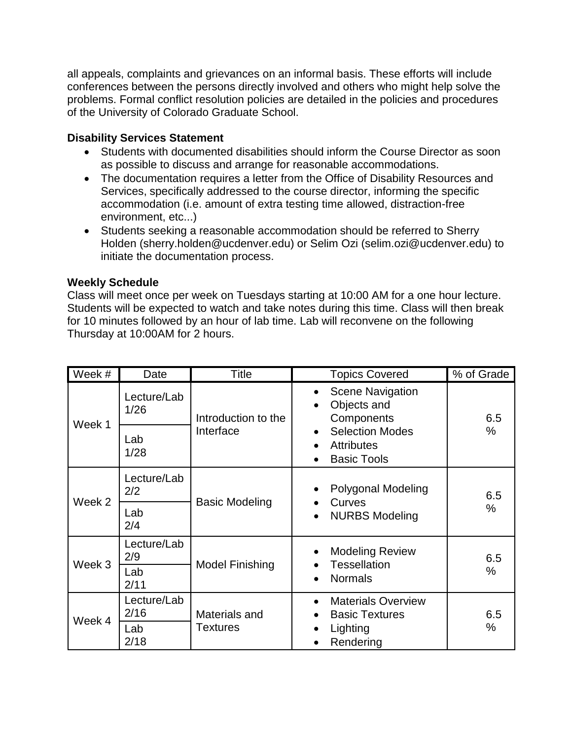all appeals, complaints and grievances on an informal basis. These efforts will include conferences between the persons directly involved and others who might help solve the problems. Formal conflict resolution policies are detailed in the policies and procedures of the University of Colorado Graduate School.

**Disability Services Statement**

- Students with documented disabilities should inform the Course Director as soon as possible to discuss and arrange for reasonable accommodations.
- The documentation requires a letter from the Office of Disability Resources and Services, specifically addressed to the course director, informing the specific accommodation (i.e. amount of extra testing time allowed, distraction-free environment, etc...)
- Students seeking a reasonable accommodation should be referred to Sherry Holden (sherry.holden@ucdenver.edu) or Selim Ozi (selim.ozi@ucdenver.edu) to initiate the documentation process.

**Weekly Schedule**

Class will meet once per week on Tuesdays starting at 10:00 AM for a one hour lecture. Students will be expected to watch and take notes during this time. Class will then break for 10 minutes followed by an hour of lab time. Lab will reconvene on the following Thursday at 10:00AM for 2 hours.

| Week # | Date | Title | Topics Covered | % of Grade |
|---|---|---|---|---|
| Week 1 | Lecture/Lab 1/26 | Introduction to the Interface | • Scene Navigation<br>• Objects and Components<br>• Selection Modes<br>• Attributes<br>• Basic Tools | 6.5 % |
| | Lab 1/28 | | | |
| Week 2 | Lecture/Lab 2/2 | Basic Modeling | • Polygonal Modeling<br>• Curves<br>• NURBS Modeling | 6.5 % |
| | Lab 2/4 | | | |
| Week 3 | Lecture/Lab 2/9 | Model Finishing | • Modeling Review<br>• Tessellation<br>• Normals | 6.5 % |
| | Lab 2/11 | | | |
| Week 4 | Lecture/Lab 2/16 | Materials and Textures | • Materials Overview<br>• Basic Textures<br>• Lighting<br>• Rendering | 6.5 % |
| | Lab 2/18 | | | |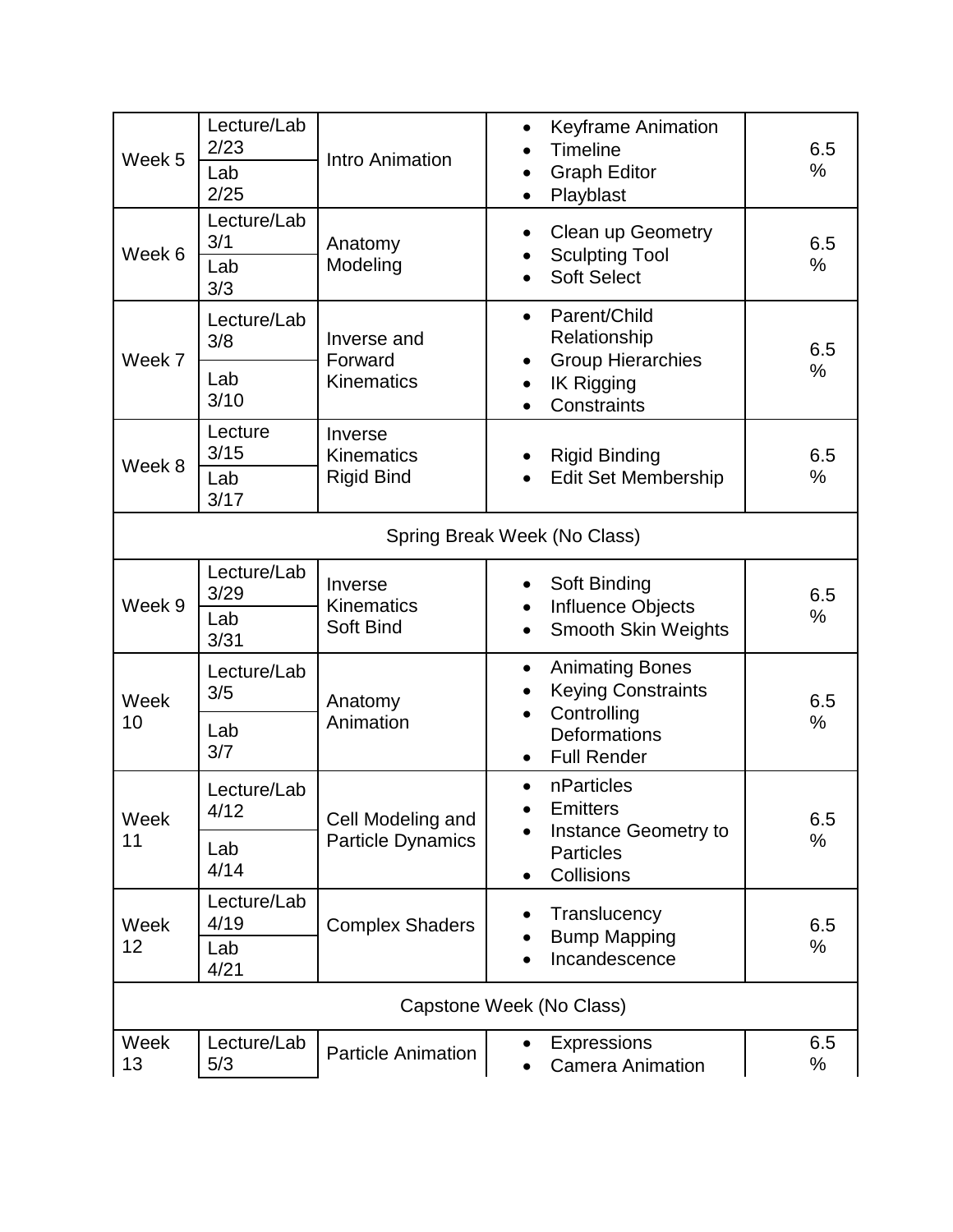| | | | | |
|---|---|---|---|---|
| Week 5 | Lecture/Lab 2/23<br>Lab 2/25 | Intro Animation | • Keyframe Animation<br>• Timeline<br>• Graph Editor<br>• Playblast | 6.5 % |
| Week 6 | Lecture/Lab 3/1<br>Lab 3/3 | Anatomy Modeling | • Clean up Geometry<br>• Sculpting Tool<br>• Soft Select | 6.5 % |
| Week 7 | Lecture/Lab 3/8<br>Lab 3/10 | Inverse and Forward Kinematics | • Parent/Child Relationship<br>• Group Hierarchies<br>• IK Rigging<br>• Constraints | 6.5 % |
| Week 8 | Lecture 3/15<br>Lab 3/17 | Inverse Kinematics Rigid Bind | • Rigid Binding<br>• Edit Set Membership | 6.5 % |
| Spring Break Week (No Class) | | | | |
| Week 9 | Lecture/Lab 3/29<br>Lab 3/31 | Inverse Kinematics Soft Bind | • Soft Binding<br>• Influence Objects<br>• Smooth Skin Weights | 6.5 % |
| Week 10 | Lecture/Lab 3/5<br>Lab 3/7 | Anatomy Animation | • Animating Bones<br>• Keying Constraints<br>• Controlling Deformations<br>• Full Render | 6.5 % |
| Week 11 | Lecture/Lab 4/12<br>Lab 4/14 | Cell Modeling and Particle Dynamics | • nParticles<br>• Emitters<br>• Instance Geometry to Particles<br>• Collisions | 6.5 % |
| Week 12 | Lecture/Lab 4/19<br>Lab 4/21 | Complex Shaders | • Translucency<br>• Bump Mapping<br>• Incandescence | 6.5 % |
| Capstone Week (No Class) | | | | |
| Week 13 | Lecture/Lab 5/3 | Particle Animation | • Expressions<br>• Camera Animation | 6.5 % |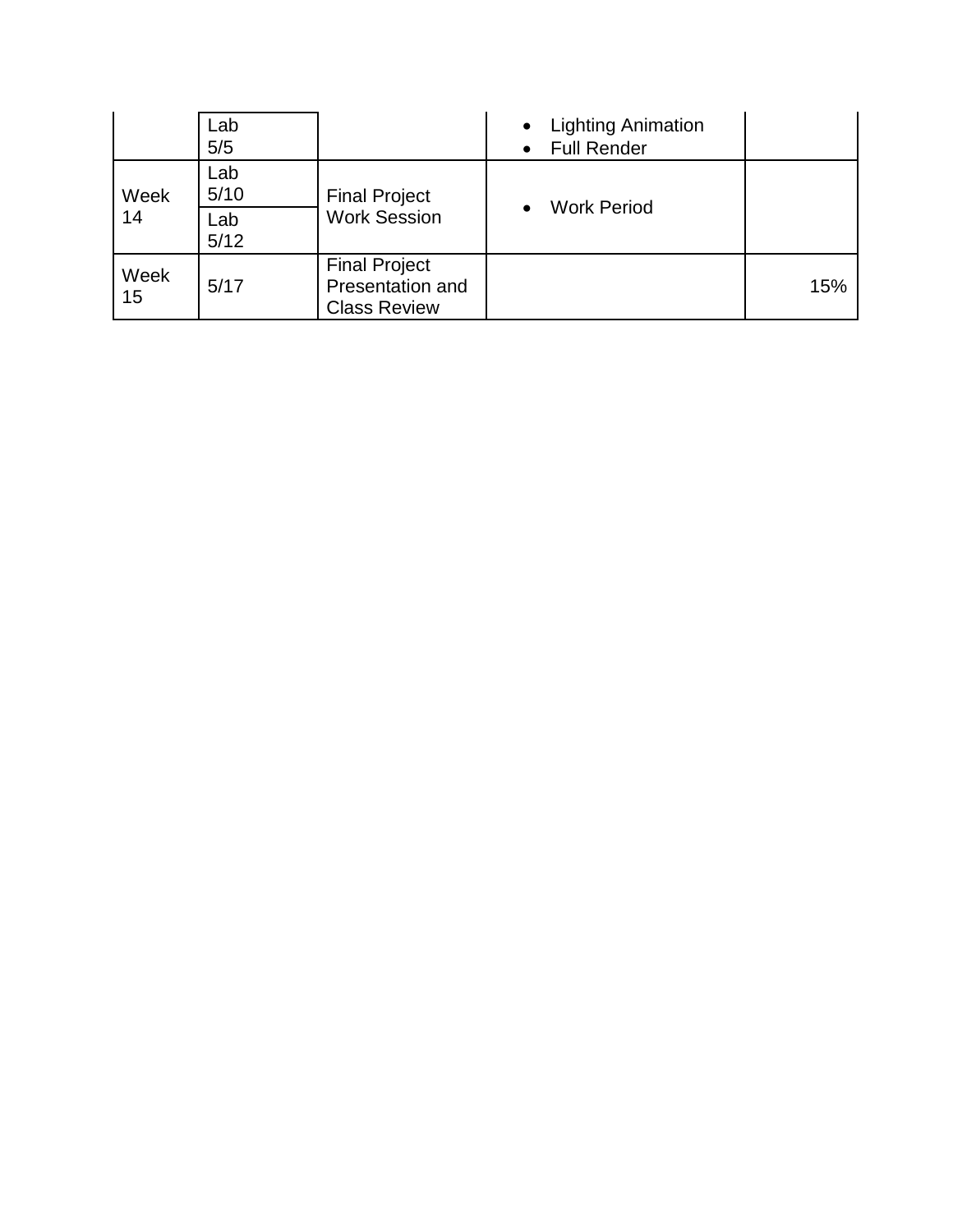| | | | | |
|---|---|---|---|---|
| | Lab 5/5 | | • Lighting Animation<br>• Full Render | |
| Week 14 | Lab 5/10 | Final Project Work Session | • Work Period | |
| | Lab 5/12 | | | |
| Week 15 | 5/17 | Final Project Presentation and Class Review | | 15% |